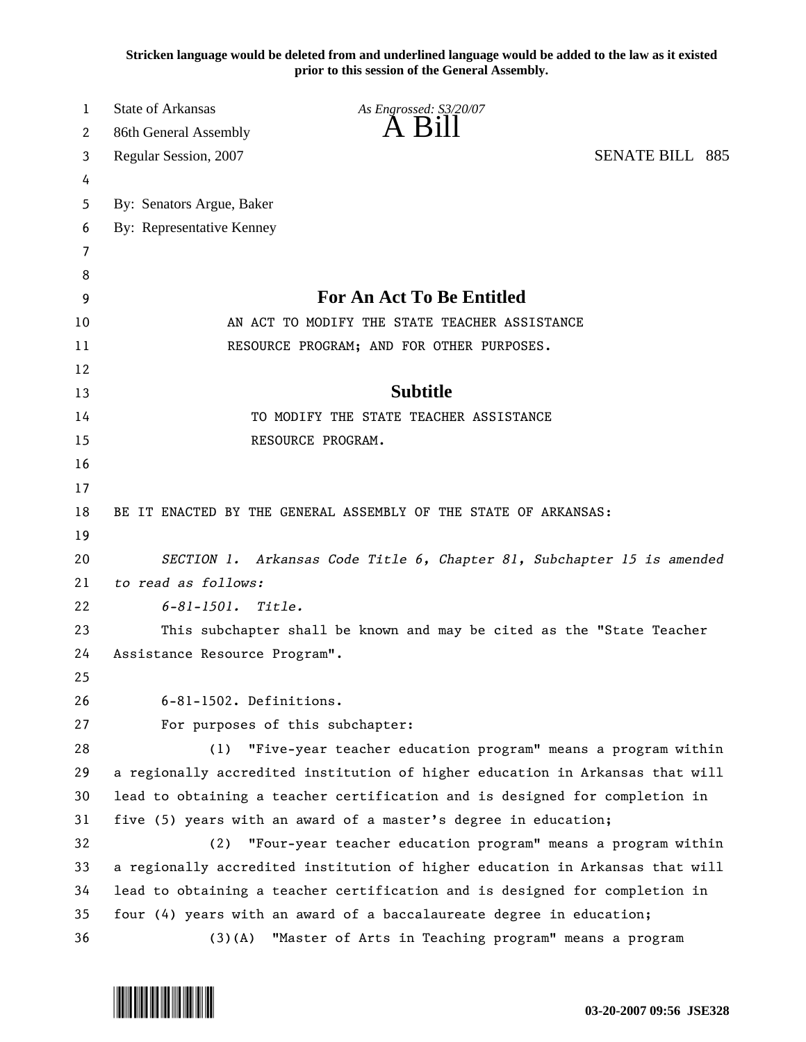Stricken language would be deleted from and underlined language would be added to the law as it existed prior to this session of the General Assembly.

State of Arkansas *As Engrossed: S3/20/07*
86th General Assembly

# A Bill

Regular Session, 2007 SENATE BILL 885

By: Senators Argue, Baker
By: Representative Kenney

## For An Act To Be Entitled

AN ACT TO MODIFY THE STATE TEACHER ASSISTANCE RESOURCE PROGRAM; AND FOR OTHER PURPOSES.

## Subtitle

TO MODIFY THE STATE TEACHER ASSISTANCE RESOURCE PROGRAM.

BE IT ENACTED BY THE GENERAL ASSEMBLY OF THE STATE OF ARKANSAS:

*SECTION 1. Arkansas Code Title 6, Chapter 81, Subchapter 15 is amended to read as follows:*

*6-81-1501. Title.*

This subchapter shall be known and may be cited as the "State Teacher Assistance Resource Program".

6-81-1502. Definitions.

For purposes of this subchapter:

(1) "Five-year teacher education program" means a program within a regionally accredited institution of higher education in Arkansas that will lead to obtaining a teacher certification and is designed for completion in five (5) years with an award of a master's degree in education;

(2) "Four-year teacher education program" means a program within a regionally accredited institution of higher education in Arkansas that will lead to obtaining a teacher certification and is designed for completion in four (4) years with an award of a baccalaureate degree in education;

(3)(A) "Master of Arts in Teaching program" means a program

03-20-2007 09:56 JSE328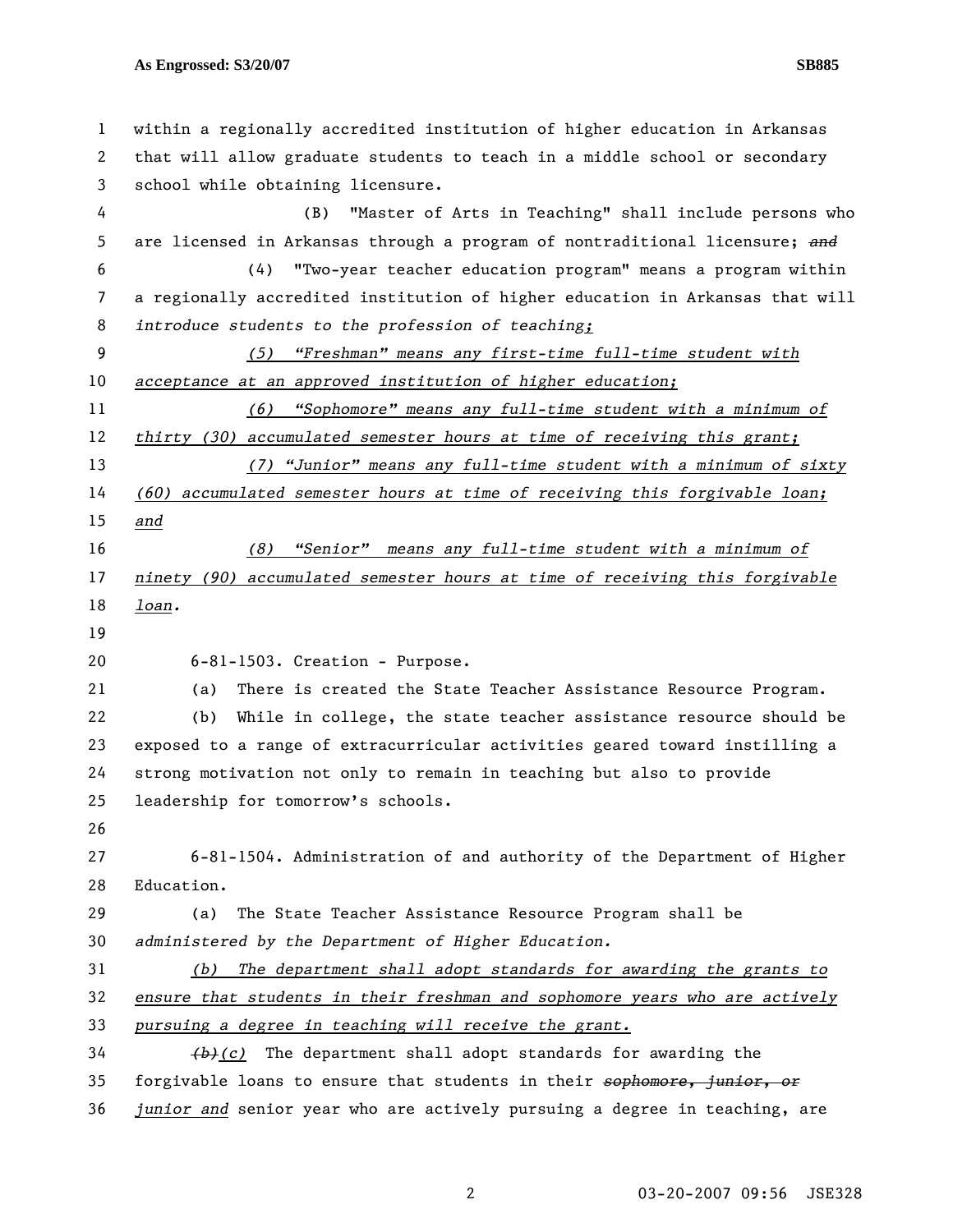within a regionally accredited institution of higher education in Arkansas that will allow graduate students to teach in a middle school or secondary school while obtaining licensure.

(B) "Master of Arts in Teaching" shall include persons who are licensed in Arkansas through a program of nontraditional licensure; ~~and~~

(4) "Two-year teacher education program" means a program within a regionally accredited institution of higher education in Arkansas that will *introduce students to the profession of teaching;*

*(5) "Freshman" means any first-time full-time student with acceptance at an approved institution of higher education;*

*(6) "Sophomore" means any full-time student with a minimum of thirty (30) accumulated semester hours at time of receiving this grant;*

*(7) "Junior" means any full-time student with a minimum of sixty (60) accumulated semester hours at time of receiving this forgivable loan; and*

*(8) "Senior" means any full-time student with a minimum of ninety (90) accumulated semester hours at time of receiving this forgivable loan.*

6-81-1503. Creation - Purpose.

(a) There is created the State Teacher Assistance Resource Program.

(b) While in college, the state teacher assistance resource should be exposed to a range of extracurricular activities geared toward instilling a strong motivation not only to remain in teaching but also to provide leadership for tomorrow's schools.

6-81-1504. Administration of and authority of the Department of Higher Education.

(a) The State Teacher Assistance Resource Program shall be *administered by the Department of Higher Education.*

*(b) The department shall adopt standards for awarding the grants to ensure that students in their freshman and sophomore years who are actively pursuing a degree in teaching will receive the grant.*

~~(b)~~*(c)* The department shall adopt standards for awarding the forgivable loans to ensure that students in their ~~sophomore, junior, or~~ *junior and* senior year who are actively pursuing a degree in teaching, are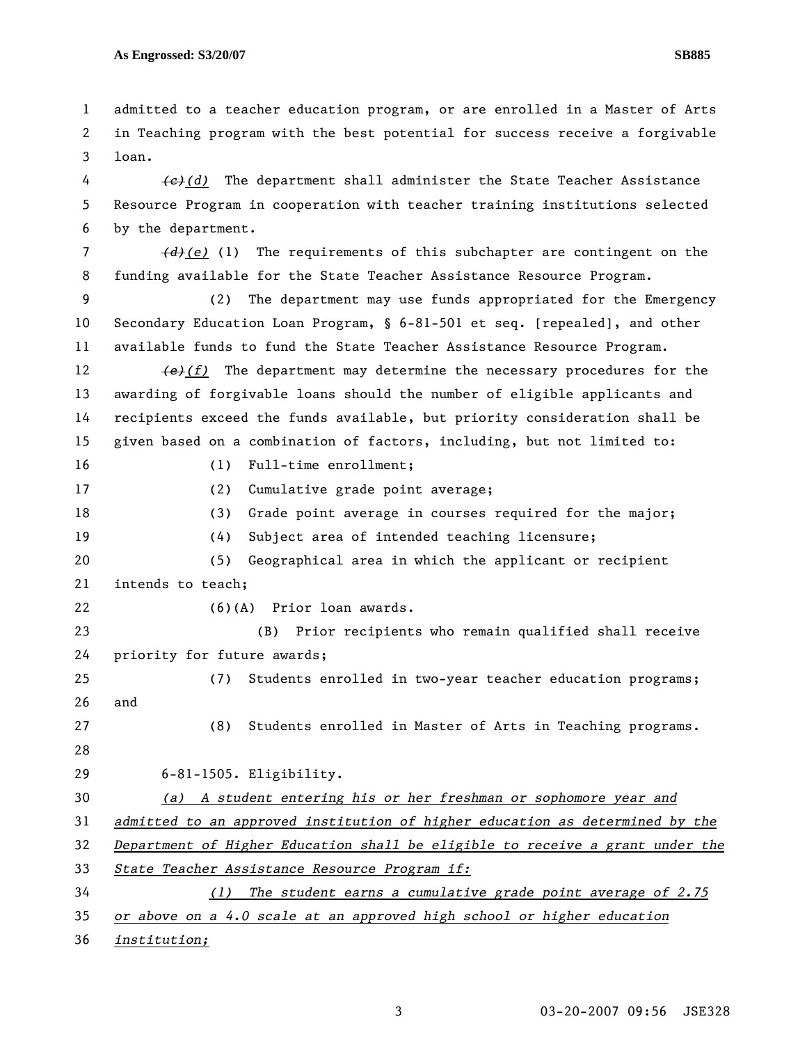admitted to a teacher education program, or are enrolled in a Master of Arts in Teaching program with the best potential for success receive a forgivable loan.

~~(c)~~*(d)* The department shall administer the State Teacher Assistance Resource Program in cooperation with teacher training institutions selected by the department.

~~(d)~~*(e)* (1) The requirements of this subchapter are contingent on the funding available for the State Teacher Assistance Resource Program.

(2) The department may use funds appropriated for the Emergency Secondary Education Loan Program, § 6-81-501 et seq. [repealed], and other available funds to fund the State Teacher Assistance Resource Program.

~~(e)~~*(f)* The department may determine the necessary procedures for the awarding of forgivable loans should the number of eligible applicants and recipients exceed the funds available, but priority consideration shall be given based on a combination of factors, including, but not limited to:

(1) Full-time enrollment;

(2) Cumulative grade point average;

(3) Grade point average in courses required for the major;

(4) Subject area of intended teaching licensure;

(5) Geographical area in which the applicant or recipient intends to teach;

(6)(A) Prior loan awards.

(B) Prior recipients who remain qualified shall receive priority for future awards;

(7) Students enrolled in two-year teacher education programs; and

(8) Students enrolled in Master of Arts in Teaching programs.

6-81-1505. Eligibility.

*(a) A student entering his or her freshman or sophomore year and admitted to an approved institution of higher education as determined by the Department of Higher Education shall be eligible to receive a grant under the State Teacher Assistance Resource Program if:*

*(1) The student earns a cumulative grade point average of 2.75 or above on a 4.0 scale at an approved high school or higher education institution;*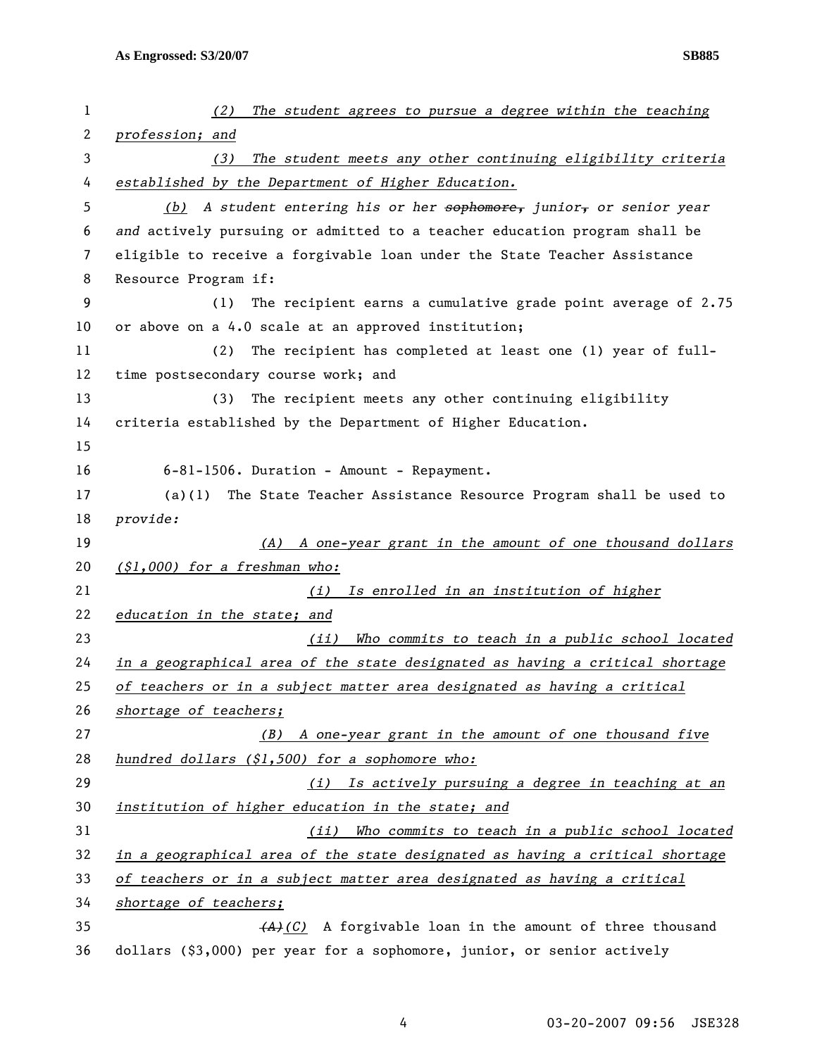*(2) The student agrees to pursue a degree within the teaching profession; and*

*(3) The student meets any other continuing eligibility criteria established by the Department of Higher Education.*

*(b)* *A student entering his or her* ~~sophomore,~~ *junior*~~,~~ *or senior year and* actively pursuing or admitted to a teacher education program shall be eligible to receive a forgivable loan under the State Teacher Assistance Resource Program if:

(1) The recipient earns a cumulative grade point average of 2.75 or above on a 4.0 scale at an approved institution;

(2) The recipient has completed at least one (1) year of full-time postsecondary course work; and

(3) The recipient meets any other continuing eligibility criteria established by the Department of Higher Education.

6-81-1506. Duration - Amount - Repayment.

(a)(1) The State Teacher Assistance Resource Program shall be used to *provide:*

*(A) A one-year grant in the amount of one thousand dollars ($1,000) for a freshman who:*

*(i) Is enrolled in an institution of higher education in the state; and*

*(ii) Who commits to teach in a public school located in a geographical area of the state designated as having a critical shortage of teachers or in a subject matter area designated as having a critical shortage of teachers;*

*(B) A one-year grant in the amount of one thousand five hundred dollars ($1,500) for a sophomore who:*

*(i) Is actively pursuing a degree in teaching at an institution of higher education in the state; and*

*(ii) Who commits to teach in a public school located in a geographical area of the state designated as having a critical shortage of teachers or in a subject matter area designated as having a critical shortage of teachers;*

~~(A)~~*(C)* A forgivable loan in the amount of three thousand dollars ($3,000) per year for a sophomore, junior, or senior actively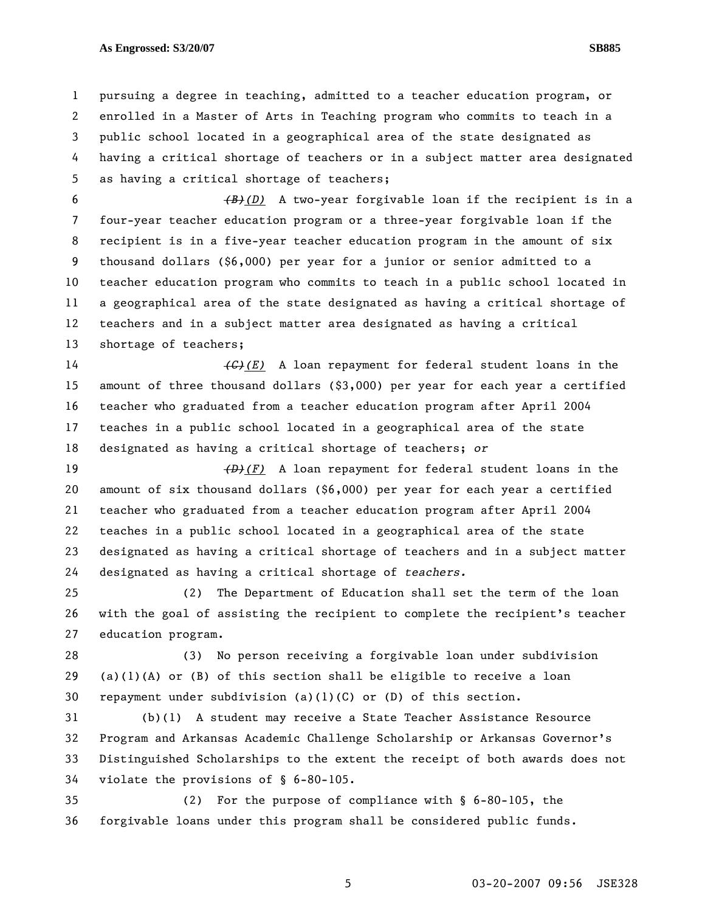pursuing a degree in teaching, admitted to a teacher education program, or enrolled in a Master of Arts in Teaching program who commits to teach in a public school located in a geographical area of the state designated as having a critical shortage of teachers or in a subject matter area designated as having a critical shortage of teachers;

~~(B)~~*(D)* A two-year forgivable loan if the recipient is in a four-year teacher education program or a three-year forgivable loan if the recipient is in a five-year teacher education program in the amount of six thousand dollars ($6,000) per year for a junior or senior admitted to a teacher education program who commits to teach in a public school located in a geographical area of the state designated as having a critical shortage of teachers and in a subject matter area designated as having a critical shortage of teachers;

~~(C)~~*(E)* A loan repayment for federal student loans in the amount of three thousand dollars ($3,000) per year for each year a certified teacher who graduated from a teacher education program after April 2004 teaches in a public school located in a geographical area of the state designated as having a critical shortage of teachers; *or*

~~(D)~~*(F)* A loan repayment for federal student loans in the amount of six thousand dollars ($6,000) per year for each year a certified teacher who graduated from a teacher education program after April 2004 teaches in a public school located in a geographical area of the state designated as having a critical shortage of teachers and in a subject matter designated as having a critical shortage of *teachers.*

(2) The Department of Education shall set the term of the loan with the goal of assisting the recipient to complete the recipient's teacher education program.

(3) No person receiving a forgivable loan under subdivision (a)(1)(A) or (B) of this section shall be eligible to receive a loan repayment under subdivision (a)(1)(C) or (D) of this section.

(b)(1) A student may receive a State Teacher Assistance Resource Program and Arkansas Academic Challenge Scholarship or Arkansas Governor's Distinguished Scholarships to the extent the receipt of both awards does not violate the provisions of § 6-80-105.

(2) For the purpose of compliance with § 6-80-105, the forgivable loans under this program shall be considered public funds.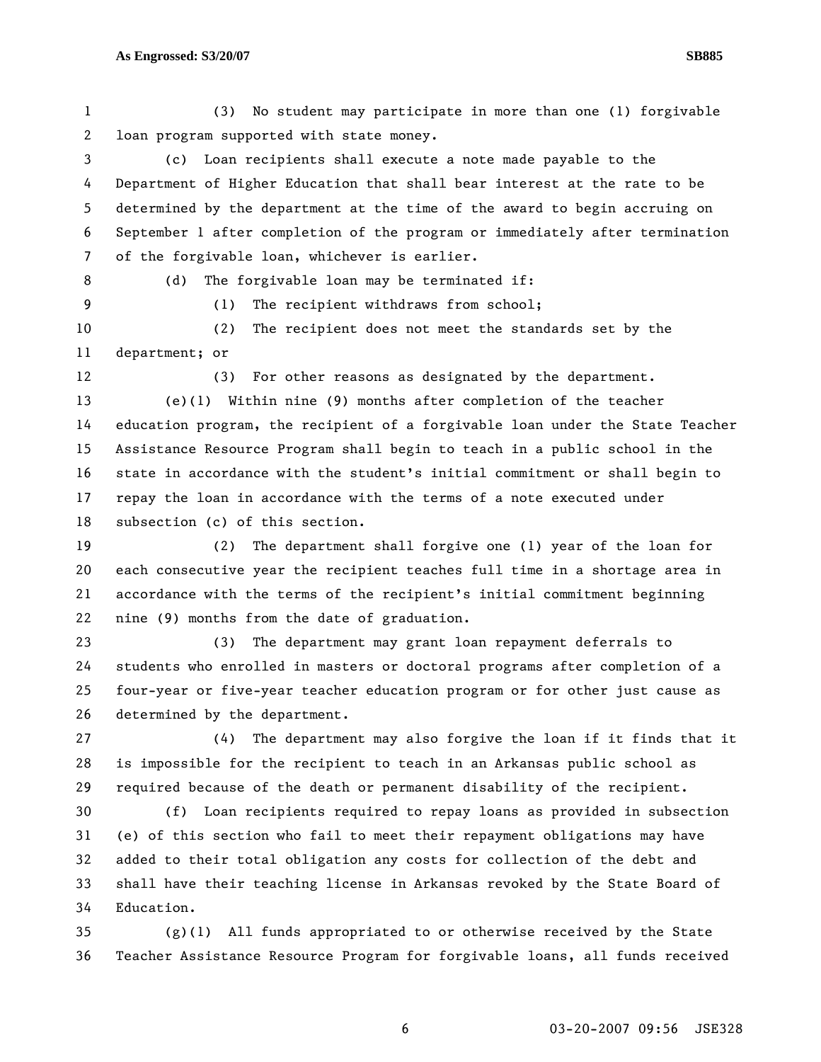(3) No student may participate in more than one (1) forgivable loan program supported with state money.

(c) Loan recipients shall execute a note made payable to the Department of Higher Education that shall bear interest at the rate to be determined by the department at the time of the award to begin accruing on September 1 after completion of the program or immediately after termination of the forgivable loan, whichever is earlier.

(d) The forgivable loan may be terminated if:

(1) The recipient withdraws from school;

(2) The recipient does not meet the standards set by the department; or

(3) For other reasons as designated by the department.

(e)(1) Within nine (9) months after completion of the teacher education program, the recipient of a forgivable loan under the State Teacher Assistance Resource Program shall begin to teach in a public school in the state in accordance with the student's initial commitment or shall begin to repay the loan in accordance with the terms of a note executed under subsection (c) of this section.

(2) The department shall forgive one (1) year of the loan for each consecutive year the recipient teaches full time in a shortage area in accordance with the terms of the recipient's initial commitment beginning nine (9) months from the date of graduation.

(3) The department may grant loan repayment deferrals to students who enrolled in masters or doctoral programs after completion of a four-year or five-year teacher education program or for other just cause as determined by the department.

(4) The department may also forgive the loan if it finds that it is impossible for the recipient to teach in an Arkansas public school as required because of the death or permanent disability of the recipient.

(f) Loan recipients required to repay loans as provided in subsection (e) of this section who fail to meet their repayment obligations may have added to their total obligation any costs for collection of the debt and shall have their teaching license in Arkansas revoked by the State Board of Education.

(g)(1) All funds appropriated to or otherwise received by the State Teacher Assistance Resource Program for forgivable loans, all funds received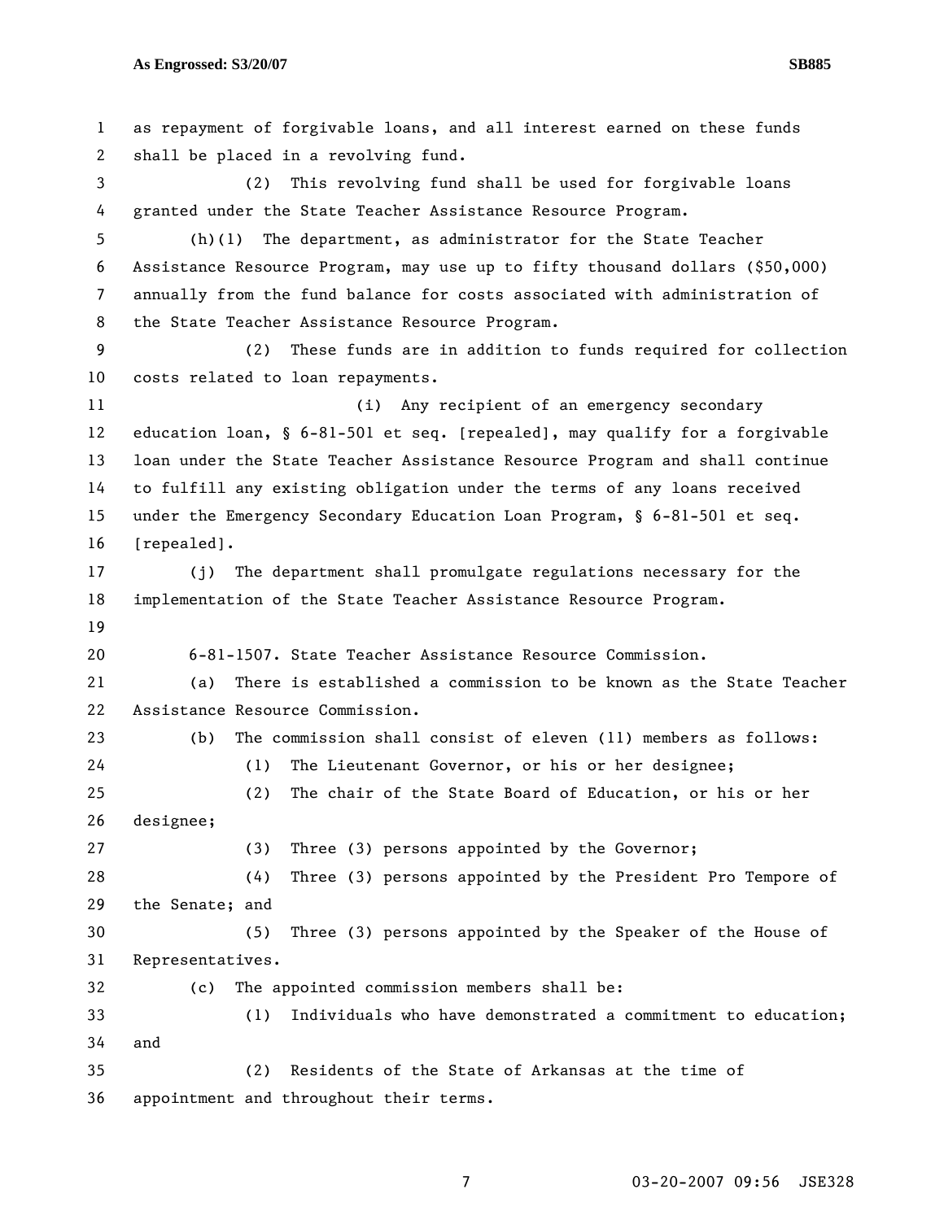as repayment of forgivable loans, and all interest earned on these funds shall be placed in a revolving fund.

(2) This revolving fund shall be used for forgivable loans granted under the State Teacher Assistance Resource Program.

(h)(1) The department, as administrator for the State Teacher Assistance Resource Program, may use up to fifty thousand dollars ($50,000) annually from the fund balance for costs associated with administration of the State Teacher Assistance Resource Program.

(2) These funds are in addition to funds required for collection costs related to loan repayments.

(i) Any recipient of an emergency secondary education loan, § 6-81-501 et seq. [repealed], may qualify for a forgivable loan under the State Teacher Assistance Resource Program and shall continue to fulfill any existing obligation under the terms of any loans received under the Emergency Secondary Education Loan Program, § 6-81-501 et seq. [repealed].

(j) The department shall promulgate regulations necessary for the implementation of the State Teacher Assistance Resource Program.

6-81-1507. State Teacher Assistance Resource Commission.

(a) There is established a commission to be known as the State Teacher Assistance Resource Commission.

(b) The commission shall consist of eleven (11) members as follows:

(1) The Lieutenant Governor, or his or her designee;

(2) The chair of the State Board of Education, or his or her designee;

(3) Three (3) persons appointed by the Governor;

(4) Three (3) persons appointed by the President Pro Tempore of the Senate; and

(5) Three (3) persons appointed by the Speaker of the House of Representatives.

(c) The appointed commission members shall be:

(1) Individuals who have demonstrated a commitment to education; and

(2) Residents of the State of Arkansas at the time of appointment and throughout their terms.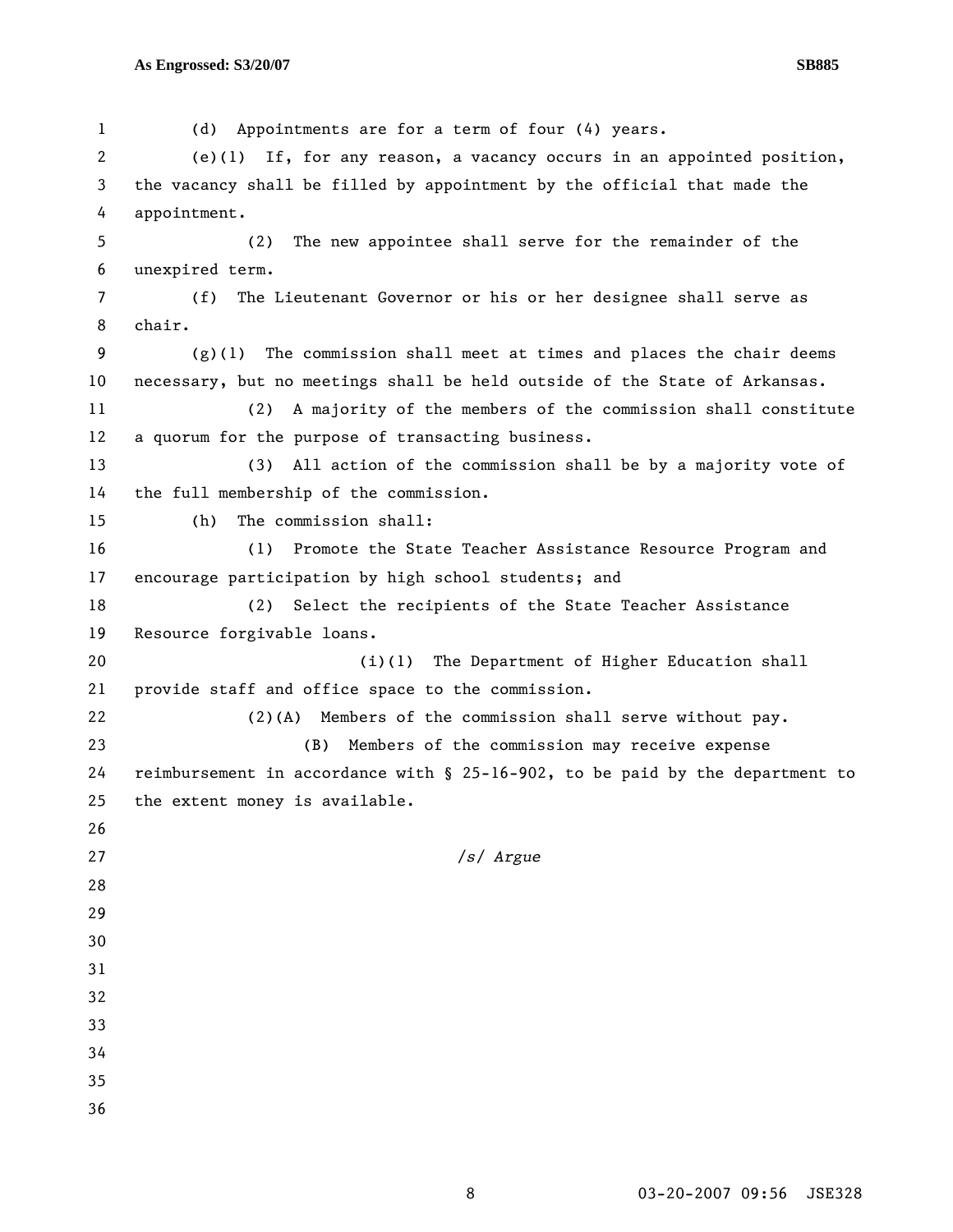(d) Appointments are for a term of four (4) years.

(e)(1) If, for any reason, a vacancy occurs in an appointed position, the vacancy shall be filled by appointment by the official that made the appointment.

(2) The new appointee shall serve for the remainder of the unexpired term.

(f) The Lieutenant Governor or his or her designee shall serve as chair.

(g)(1) The commission shall meet at times and places the chair deems necessary, but no meetings shall be held outside of the State of Arkansas.

(2) A majority of the members of the commission shall constitute a quorum for the purpose of transacting business.

(3) All action of the commission shall be by a majority vote of the full membership of the commission.

(h) The commission shall:

(1) Promote the State Teacher Assistance Resource Program and encourage participation by high school students; and

(2) Select the recipients of the State Teacher Assistance Resource forgivable loans.

(i)(1) The Department of Higher Education shall provide staff and office space to the commission.

(2)(A) Members of the commission shall serve without pay.

(B) Members of the commission may receive expense reimbursement in accordance with § 25-16-902, to be paid by the department to the extent money is available.

*/s/ Argue*